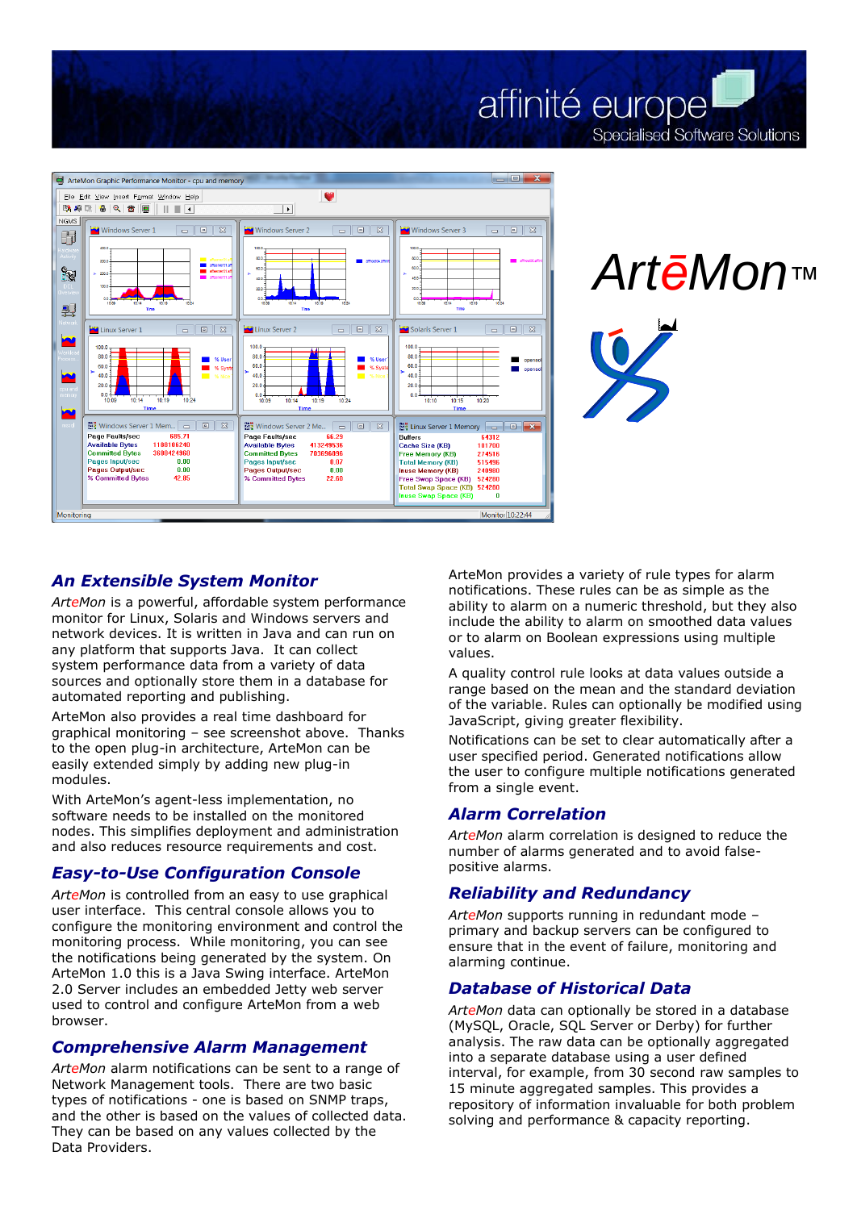affinité europe

Specialised Software Solutions

ArtēMon™

## An Extensible System Monitor

*ArteMon* is a powerful, affordable system performance monitor for Linux, Solaris and Windows servers and network devices. It is written in Java and can run on any platform that supports Java. It can collect system performance data from a variety of data sources and optionally store them in a database for automated reporting and publishing.

ArteMon also provides a real time dashboard for graphical monitoring – see screenshot above. Thanks to the open plug-in architecture, ArteMon can be easily extended simply by adding new plug-in modules.

With ArteMon's agent-less implementation, no software needs to be installed on the monitored nodes. This simplifies deployment and administration and also reduces resource requirements and cost.

## Easy-to-Use Configuration Console

*ArteMon* is controlled from an easy to use graphical user interface. This central console allows you to configure the monitoring environment and control the monitoring process. While monitoring, you can see the notifications being generated by the system. On ArteMon 1.0 this is a Java Swing interface. ArteMon 2.0 Server includes an embedded Jetty web server used to control and configure ArteMon from a web browser.

## Comprehensive Alarm Management

*ArteMon* alarm notifications can be sent to a range of Network Management tools. There are two basic types of notifications - one is based on SNMP traps, and the other is based on the values of collected data. They can be based on any values collected by the Data Providers.

ArteMon provides a variety of rule types for alarm notifications. These rules can be as simple as the ability to alarm on a numeric threshold, but they also include the ability to alarm on smoothed data values or to alarm on Boolean expressions using multiple values.

A quality control rule looks at data values outside a range based on the mean and the standard deviation of the variable. Rules can optionally be modified using JavaScript, giving greater flexibility.

Notifications can be set to clear automatically after a user specified period. Generated notifications allow the user to configure multiple notifications generated from a single event.

## Alarm Correlation

*ArteMon* alarm correlation is designed to reduce the number of alarms generated and to avoid false-positive alarms.

## Reliability and Redundancy

*ArteMon* supports running in redundant mode – primary and backup servers can be configured to ensure that in the event of failure, monitoring and alarming continue.

## Database of Historical Data

*ArteMon* data can optionally be stored in a database (MySQL, Oracle, SQL Server or Derby) for further analysis. The raw data can be optionally aggregated into a separate database using a user defined interval, for example, from 30 second raw samples to 15 minute aggregated samples. This provides a repository of information invaluable for both problem solving and performance & capacity reporting.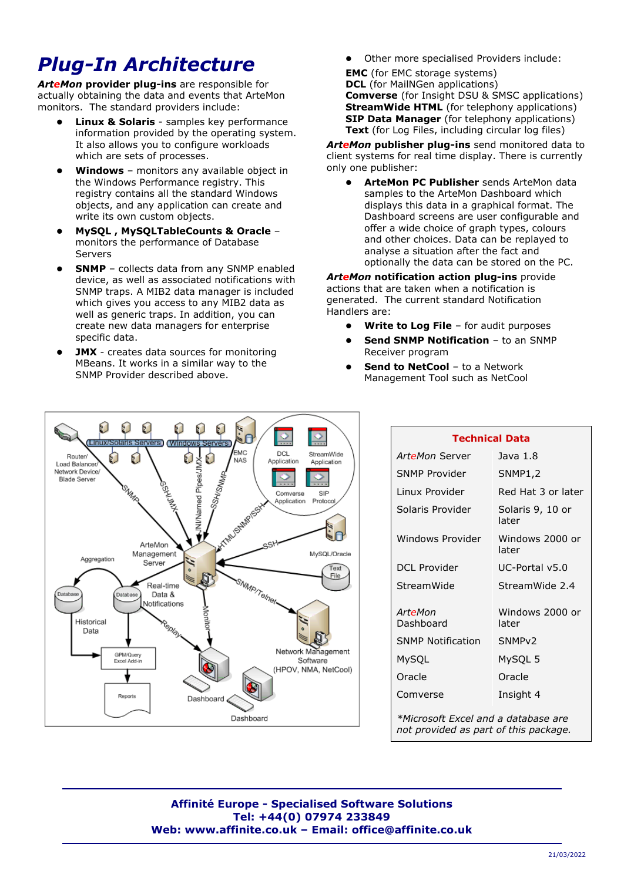# Plug-In Architecture

***ArteMon* provider plug-ins** are responsible for actually obtaining the data and events that ArteMon monitors. The standard providers include:

- **Linux & Solaris** - samples key performance information provided by the operating system. It also allows you to configure workloads which are sets of processes.
- **Windows** – monitors any available object in the Windows Performance registry. This registry contains all the standard Windows objects, and any application can create and write its own custom objects.
- **MySQL , MySQLTableCounts & Oracle** – monitors the performance of Database Servers
- **SNMP** – collects data from any SNMP enabled device, as well as associated notifications with SNMP traps. A MIB2 data manager is included which gives you access to any MIB2 data as well as generic traps. In addition, you can create new data managers for enterprise specific data.
- **JMX** - creates data sources for monitoring MBeans. It works in a similar way to the SNMP Provider described above.
- Other more specialised Providers include:

**EMC** (for EMC storage systems)
**DCL** (for MailNGen applications)
**Comverse** (for Insight DSU & SMSC applications)
**StreamWide HTML** (for telephony applications)
**SIP Data Manager** (for telephony applications)
**Text** (for Log Files, including circular log files)

***ArteMon* publisher plug-ins** send monitored data to client systems for real time display. There is currently only one publisher:

- **ArteMon PC Publisher** sends ArteMon data samples to the ArteMon Dashboard which displays this data in a graphical format. The Dashboard screens are user configurable and offer a wide choice of graph types, colours and other choices. Data can be replayed to analyse a situation after the fact and optionally the data can be stored on the PC.

***ArteMon* notification action plug-ins** provide actions that are taken when a notification is generated. The current standard Notification Handlers are:

- **Write to Log File** – for audit purposes
- **Send SNMP Notification** – to an SNMP Receiver program
- **Send to NetCool** – to a Network Management Tool such as NetCool

Linux/Solaris Servers
Windows Servers
Router/ Load Balancer/ Network Device/ Blade Server
EMC NAS
DCL Application
StreamWide Application
Comverse Application
SIP Protocol
SNMP
SSH/JMX
JNI/Named Pipes/JMX
SSH/SNMP
HTML/SNMP/SSH
SSH
MySQL/Oracle
Text File
ArteMon Management Server
Aggregation
Database
Database
Real-time Data & Notifications
Historical Data
SNMP/Telnet
Network Management Software (HPOV, NMA, NetCool)
Monitor
Replay
GPM/Query Excel Add-in
Reports
Dashboard
Dashboard

| Technical Data | |
|---|---|
| *ArteMon* Server | Java 1.8 |
| SNMP Provider | SNMP1,2 |
| Linux Provider | Red Hat 3 or later |
| Solaris Provider | Solaris 9, 10 or later |
| Windows Provider | Windows 2000 or later |
| DCL Provider | UC-Portal v5.0 |
| StreamWide | StreamWide 2.4 |
| *ArteMon* Dashboard | Windows 2000 or later |
| SNMP Notification | SNMPv2 |
| MySQL | MySQL 5 |
| Oracle | Oracle |
| Comverse | Insight 4 |

*\*Microsoft Excel and a database are not provided as part of this package.*

**Affinité Europe - Specialised Software Solutions**
**Tel: +44(0) 07974 233849**
**Web: www.affinite.co.uk – Email: office@affinite.co.uk**

21/03/2022